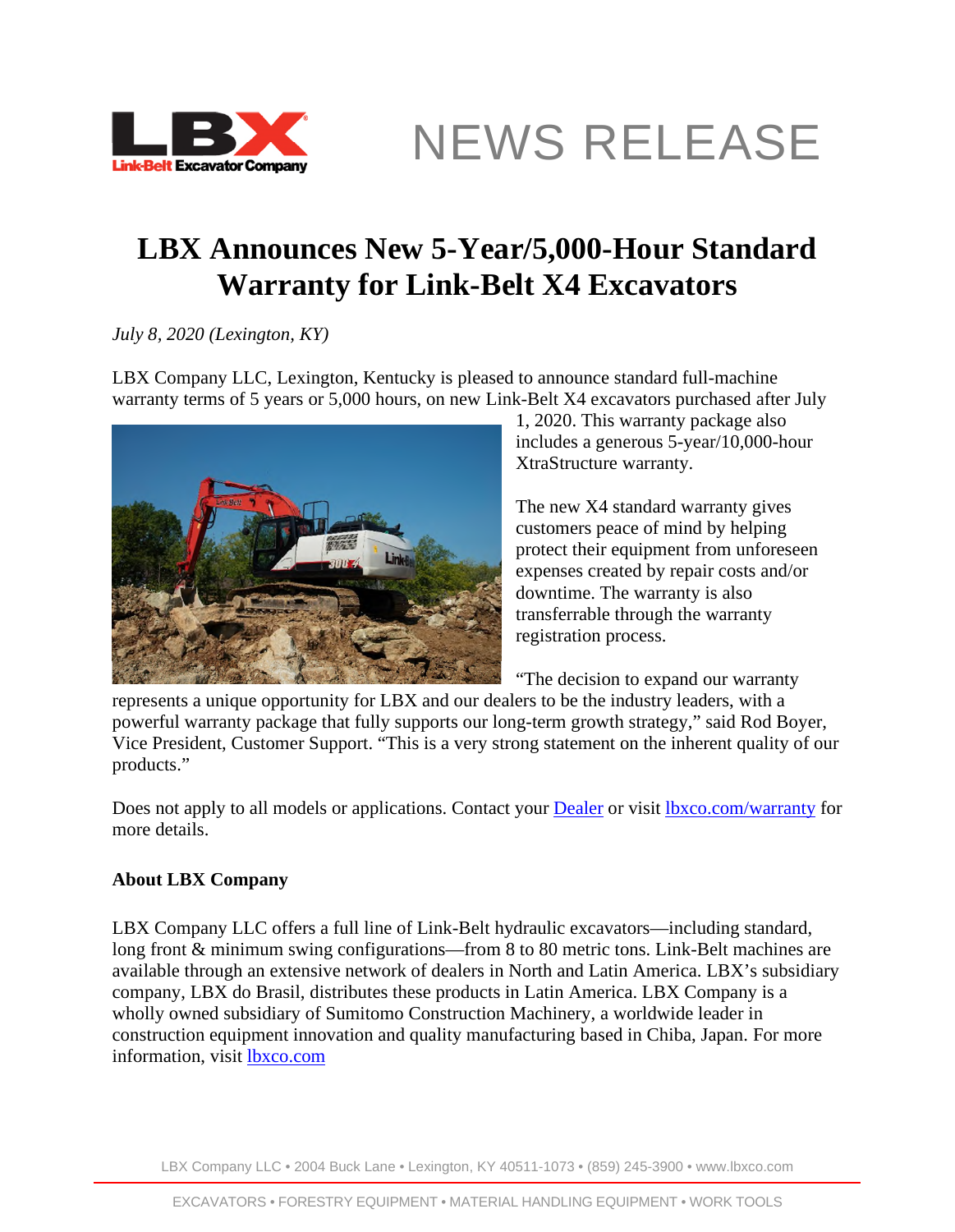NEWS RELEASE

# LBX Announces New 5-Year/5,000-Hour Standard Warranty for Link-Belt X4 Excavators

*July 8, 2020 (Lexington, KY)*

LBX Company LLC, Lexington, Kentucky is pleased to announce standard full-machine warranty terms of 5 years or 5,000 hours, on new Link-Belt X4 excavators purchased after July 1, 2020. This warranty package also includes a generous 5-year/10,000-hour XtraStructure warranty.

The new X4 standard warranty gives customers peace of mind by helping protect their equipment from unforeseen expenses created by repair costs and/or downtime. The warranty is also transferrable through the warranty registration process.

"The decision to expand our warranty represents a unique opportunity for LBX and our dealers to be the industry leaders, with a powerful warranty package that fully supports our long-term growth strategy," said Rod Boyer, Vice President, Customer Support. "This is a very strong statement on the inherent quality of our products."

Does not apply to all models or applications. Contact your Dealer or visit lbxco.com/warranty for more details.

**About LBX Company**

LBX Company LLC offers a full line of Link-Belt hydraulic excavators—including standard, long front & minimum swing configurations—from 8 to 80 metric tons. Link-Belt machines are available through an extensive network of dealers in North and Latin America. LBX's subsidiary company, LBX do Brasil, distributes these products in Latin America. LBX Company is a wholly owned subsidiary of Sumitomo Construction Machinery, a worldwide leader in construction equipment innovation and quality manufacturing based in Chiba, Japan. For more information, visit lbxco.com

LBX Company LLC • 2004 Buck Lane • Lexington, KY 40511-1073 • (859) 245-3900 • www.lbxco.com

EXCAVATORS • FORESTRY EQUIPMENT • MATERIAL HANDLING EQUIPMENT • WORK TOOLS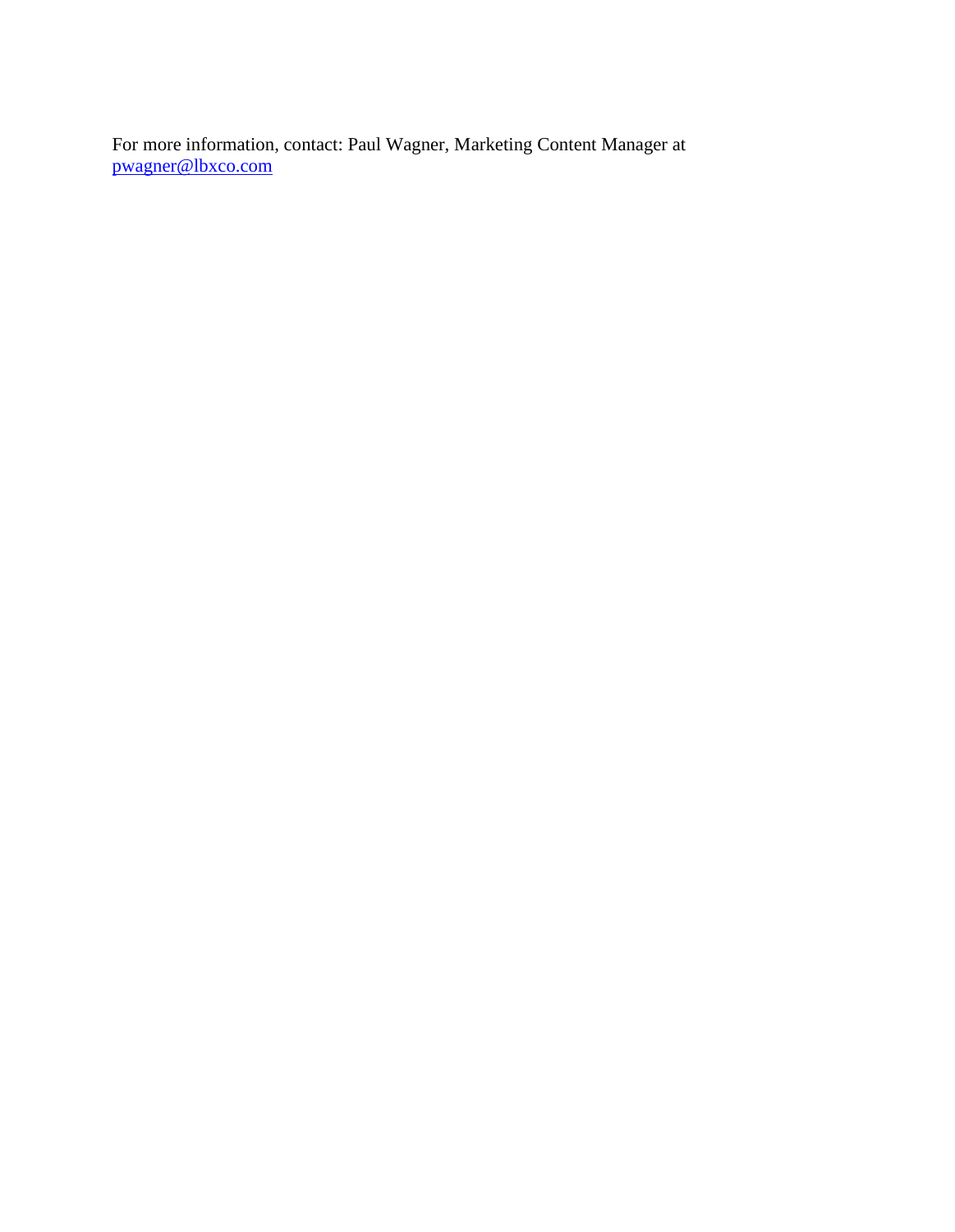For more information, contact: Paul Wagner, Marketing Content Manager at pwagner@lbxco.com